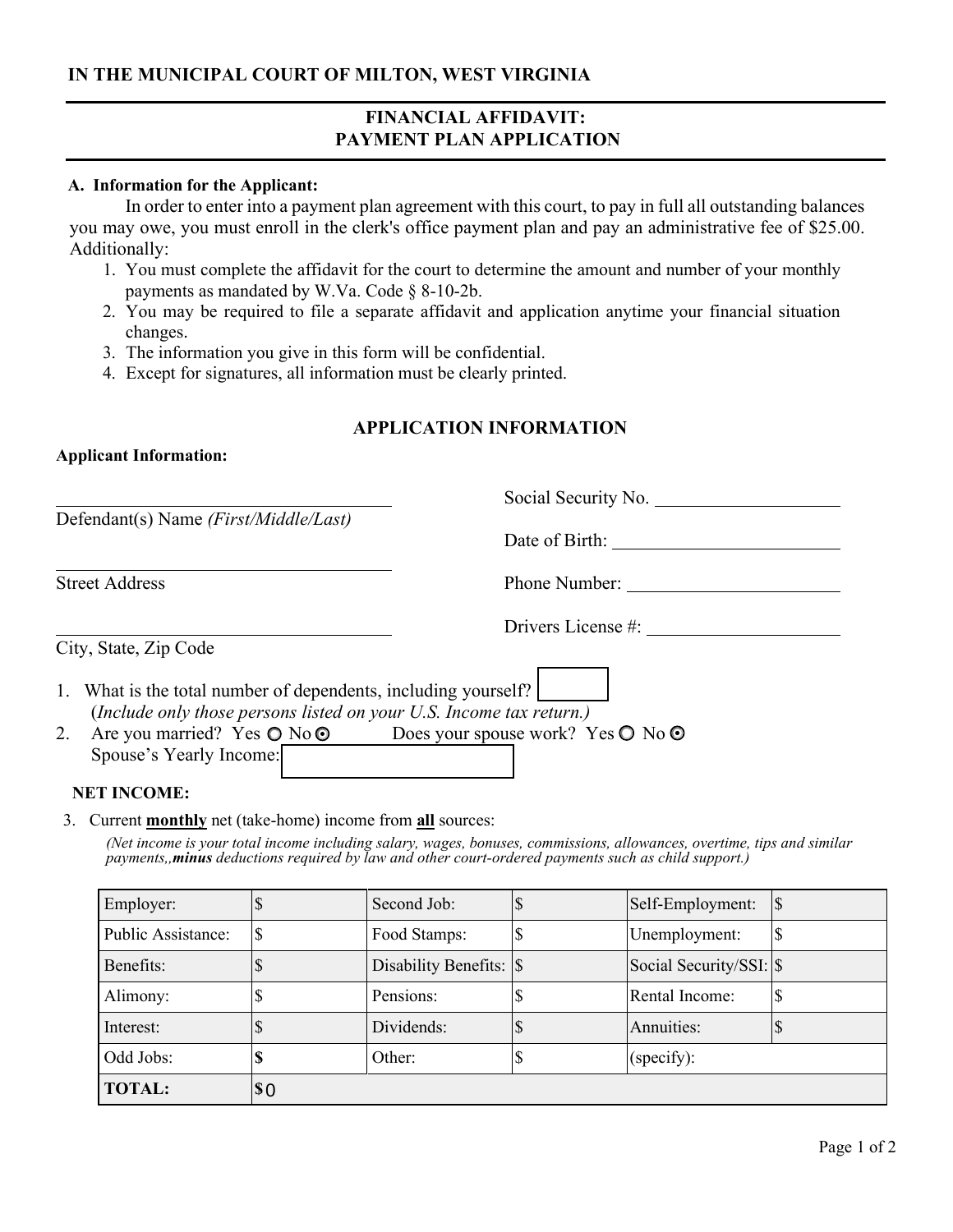**IN THE MUNICIPAL COURT OF MILTON, WEST VIRGINIA**

# FINANCIAL AFFIDAVIT: PAYMENT PLAN APPLICATION

**A. Information for the Applicant:**

In order to enter into a payment plan agreement with this court, to pay in full all outstanding balances you may owe, you must enroll in the clerk's office payment plan and pay an administrative fee of $25.00. Additionally:

1. You must complete the affidavit for the court to determine the amount and number of your monthly payments as mandated by W.Va. Code § 8-10-2b.
2. You may be required to file a separate affidavit and application anytime your financial situation changes.
3. The information you give in this form will be confidential.
4. Except for signatures, all information must be clearly printed.

## APPLICATION INFORMATION

**Applicant Information:**

______________________________
Defendant(s) Name *(First/Middle/Last)*

______________________________
Street Address

______________________________
City, State, Zip Code

Social Security No. ____________________

Date of Birth: ____________________

Phone Number: ____________________

Drivers License #: ____________________

1. What is the total number of dependents, including yourself? [ ]
   (*Include only those persons listed on your U.S. Income tax return.*)
2. Are you married? Yes ○ No ⊙ Does your spouse work? Yes ○ No ⊙
   Spouse's Yearly Income: [ ]

**NET INCOME:**

3. Current **monthly** net (take-home) income from **all** sources:

*(Net income is your total income including salary, wages, bonuses, commissions, allowances, overtime, tips and similar payments,,**minus** deductions required by law and other court-ordered payments such as child support.)*

| | | | | | |
|---|---|---|---|---|---|
| Employer: | $ | Second Job: | $ | Self-Employment: | $ |
| Public Assistance: | $ | Food Stamps: | $ | Unemployment: | $ |
| Benefits: | $ | Disability Benefits: | $ | Social Security/SSI: | $ |
| Alimony: | $ | Pensions: | $ | Rental Income: | $ |
| Interest: | $ | Dividends: | $ | Annuities: | $ |
| Odd Jobs: | **$** | Other: | $ | (specify): | |
| **TOTAL:** | **$**0 | | | | |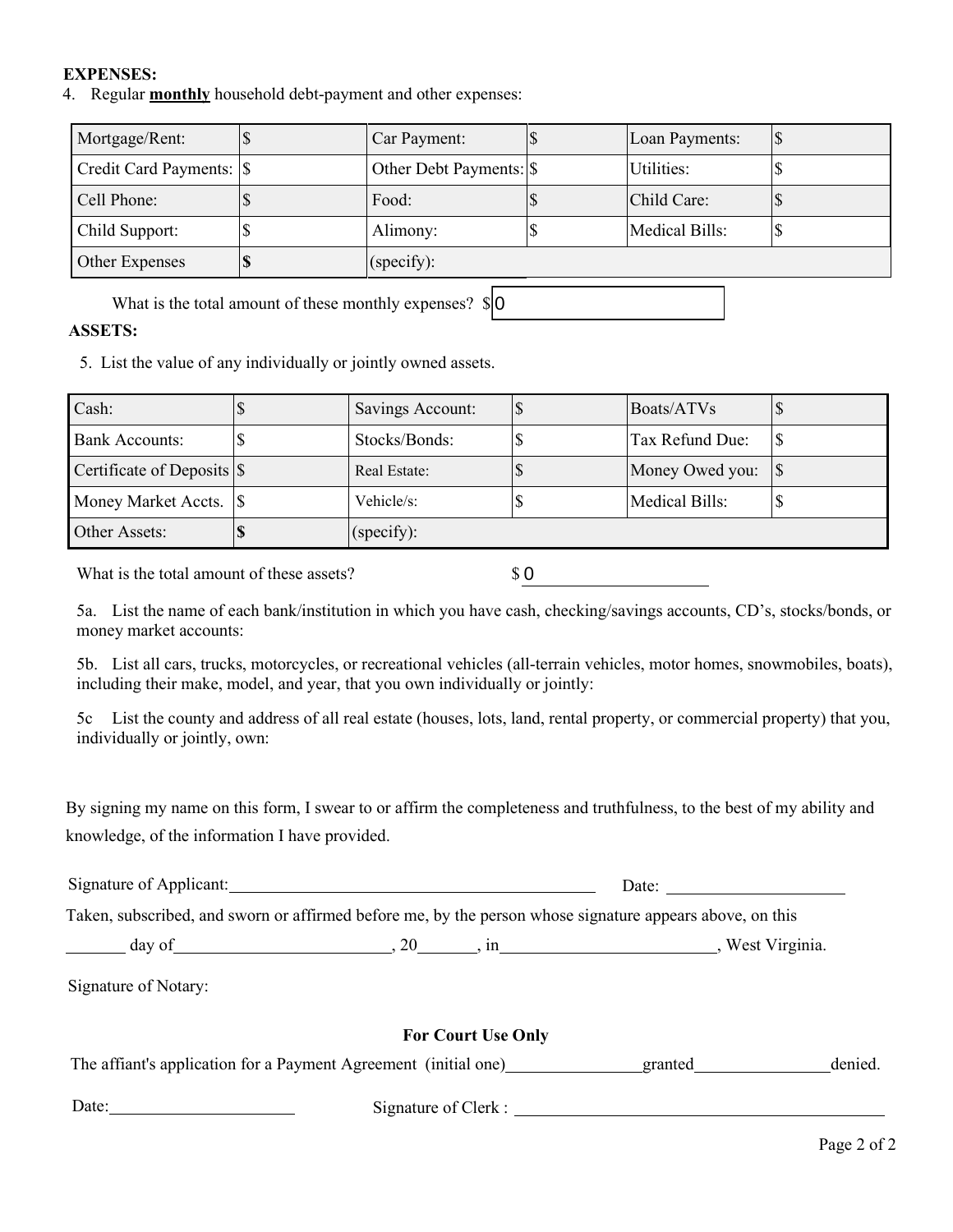**EXPENSES:**

4. Regular **monthly** household debt-payment and other expenses:

| | | | | | |
|---|---|---|---|---|---|
| Mortgage/Rent: | $ | Car Payment: | $ | Loan Payments: | $ |
| Credit Card Payments: | $ | Other Debt Payments: | $ | Utilities: | $ |
| Cell Phone: | $ | Food: | $ | Child Care: | $ |
| Child Support: | $ | Alimony: | $ | Medical Bills: | $ |
| Other Expenses | **$** | (specify): | | | |

What is the total amount of these monthly expenses? $ 0

**ASSETS:**

5. List the value of any individually or jointly owned assets.

| | | | | | |
|---|---|---|---|---|---|
| Cash: | $ | Savings Account: | $ | Boats/ATVs | $ |
| Bank Accounts: | $ | Stocks/Bonds: | $ | Tax Refund Due: | $ |
| Certificate of Deposits | $ | Real Estate: | $ | Money Owed you: | $ |
| Money Market Accts. | $ | Vehicle/s: | $ | Medical Bills: | $ |
| Other Assets: | **$** | (specify): | | | |

What is the total amount of these assets? $ 0

5a. List the name of each bank/institution in which you have cash, checking/savings accounts, CD's, stocks/bonds, or money market accounts:

5b. List all cars, trucks, motorcycles, or recreational vehicles (all-terrain vehicles, motor homes, snowmobiles, boats), including their make, model, and year, that you own individually or jointly:

5c List the county and address of all real estate (houses, lots, land, rental property, or commercial property) that you, individually or jointly, own:

By signing my name on this form, I swear to or affirm the completeness and truthfulness, to the best of my ability and knowledge, of the information I have provided.

Signature of Applicant:_________________________ Date: ______________

Taken, subscribed, and sworn or affirmed before me, by the person whose signature appears above, on this _______ day of _________________________, 20_______, in _________________________, West Virginia.

Signature of Notary:

**For Court Use Only**

The affiant's application for a Payment Agreement (initial one)________________granted________________denied.

Date:______________________ Signature of Clerk : ______________________________